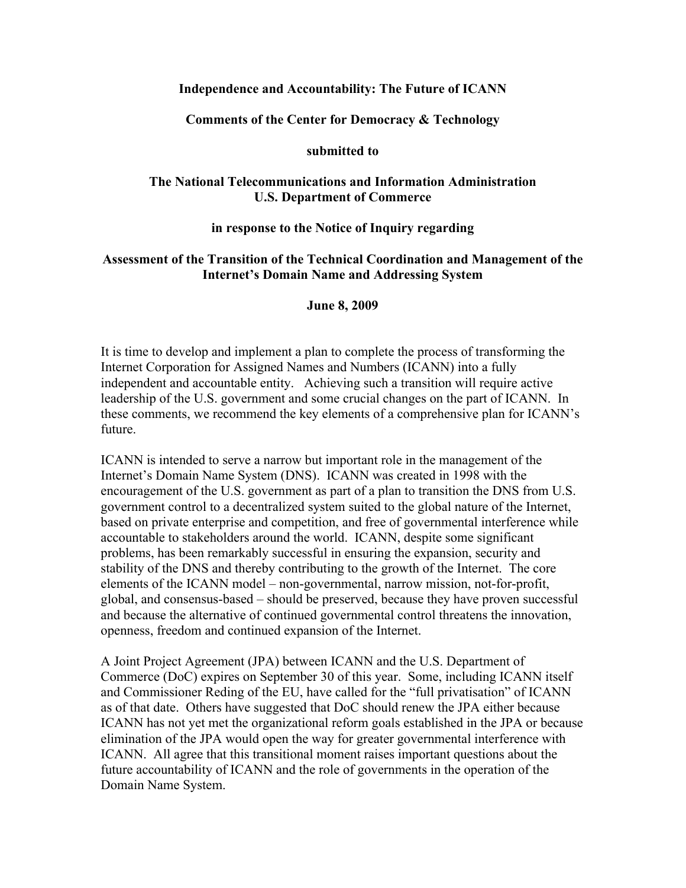**Independence and Accountability: The Future of ICANN**

**Comments of the Center for Democracy & Technology**

**submitted to**

**The National Telecommunications and Information Administration**
**U.S. Department of Commerce**

**in response to the Notice of Inquiry regarding**

**Assessment of the Transition of the Technical Coordination and Management of the Internet's Domain Name and Addressing System**

**June 8, 2009**

It is time to develop and implement a plan to complete the process of transforming the Internet Corporation for Assigned Names and Numbers (ICANN) into a fully independent and accountable entity. Achieving such a transition will require active leadership of the U.S. government and some crucial changes on the part of ICANN. In these comments, we recommend the key elements of a comprehensive plan for ICANN's future.

ICANN is intended to serve a narrow but important role in the management of the Internet's Domain Name System (DNS). ICANN was created in 1998 with the encouragement of the U.S. government as part of a plan to transition the DNS from U.S. government control to a decentralized system suited to the global nature of the Internet, based on private enterprise and competition, and free of governmental interference while accountable to stakeholders around the world. ICANN, despite some significant problems, has been remarkably successful in ensuring the expansion, security and stability of the DNS and thereby contributing to the growth of the Internet. The core elements of the ICANN model – non-governmental, narrow mission, not-for-profit, global, and consensus-based – should be preserved, because they have proven successful and because the alternative of continued governmental control threatens the innovation, openness, freedom and continued expansion of the Internet.

A Joint Project Agreement (JPA) between ICANN and the U.S. Department of Commerce (DoC) expires on September 30 of this year. Some, including ICANN itself and Commissioner Reding of the EU, have called for the "full privatisation" of ICANN as of that date. Others have suggested that DoC should renew the JPA either because ICANN has not yet met the organizational reform goals established in the JPA or because elimination of the JPA would open the way for greater governmental interference with ICANN. All agree that this transitional moment raises important questions about the future accountability of ICANN and the role of governments in the operation of the Domain Name System.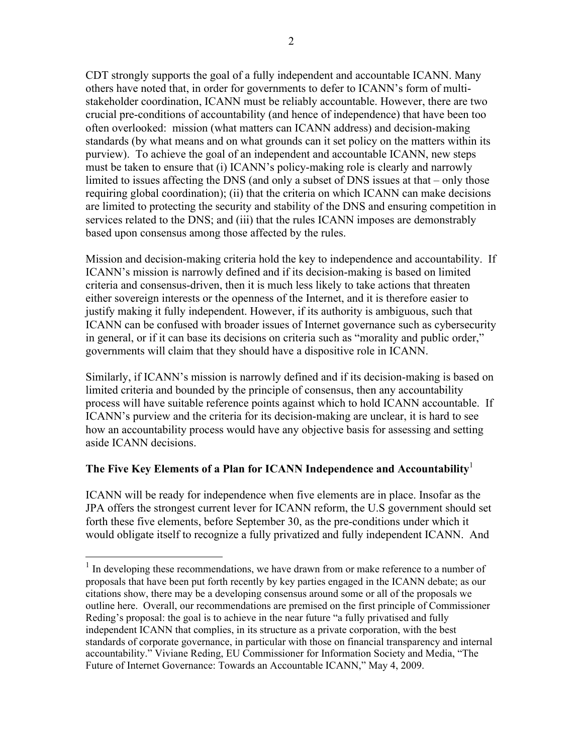CDT strongly supports the goal of a fully independent and accountable ICANN. Many others have noted that, in order for governments to defer to ICANN's form of multi-stakeholder coordination, ICANN must be reliably accountable. However, there are two crucial pre-conditions of accountability (and hence of independence) that have been too often overlooked: mission (what matters can ICANN address) and decision-making standards (by what means and on what grounds can it set policy on the matters within its purview). To achieve the goal of an independent and accountable ICANN, new steps must be taken to ensure that (i) ICANN's policy-making role is clearly and narrowly limited to issues affecting the DNS (and only a subset of DNS issues at that – only those requiring global coordination); (ii) that the criteria on which ICANN can make decisions are limited to protecting the security and stability of the DNS and ensuring competition in services related to the DNS; and (iii) that the rules ICANN imposes are demonstrably based upon consensus among those affected by the rules.

Mission and decision-making criteria hold the key to independence and accountability. If ICANN's mission is narrowly defined and if its decision-making is based on limited criteria and consensus-driven, then it is much less likely to take actions that threaten either sovereign interests or the openness of the Internet, and it is therefore easier to justify making it fully independent. However, if its authority is ambiguous, such that ICANN can be confused with broader issues of Internet governance such as cybersecurity in general, or if it can base its decisions on criteria such as "morality and public order," governments will claim that they should have a dispositive role in ICANN.

Similarly, if ICANN's mission is narrowly defined and if its decision-making is based on limited criteria and bounded by the principle of consensus, then any accountability process will have suitable reference points against which to hold ICANN accountable. If ICANN's purview and the criteria for its decision-making are unclear, it is hard to see how an accountability process would have any objective basis for assessing and setting aside ICANN decisions.

**The Five Key Elements of a Plan for ICANN Independence and Accountability**[1]

ICANN will be ready for independence when five elements are in place. Insofar as the JPA offers the strongest current lever for ICANN reform, the U.S government should set forth these five elements, before September 30, as the pre-conditions under which it would obligate itself to recognize a fully privatized and fully independent ICANN. And

---

[1] In developing these recommendations, we have drawn from or make reference to a number of proposals that have been put forth recently by key parties engaged in the ICANN debate; as our citations show, there may be a developing consensus around some or all of the proposals we outline here. Overall, our recommendations are premised on the first principle of Commissioner Reding's proposal: the goal is to achieve in the near future "a fully privatised and fully independent ICANN that complies, in its structure as a private corporation, with the best standards of corporate governance, in particular with those on financial transparency and internal accountability." Viviane Reding, EU Commissioner for Information Society and Media, "The Future of Internet Governance: Towards an Accountable ICANN," May 4, 2009.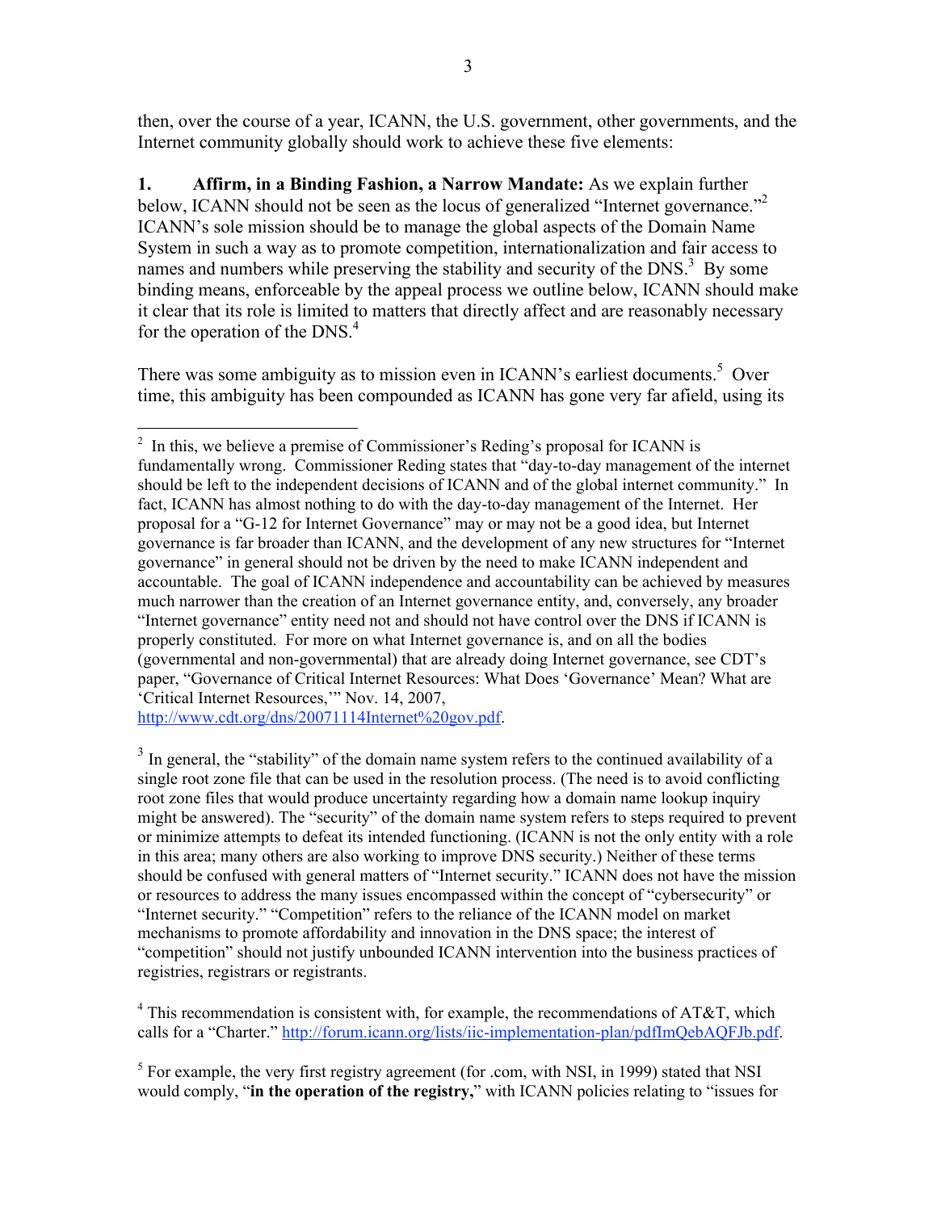then, over the course of a year, ICANN, the U.S. government, other governments, and the Internet community globally should work to achieve these five elements:

**1. Affirm, in a Binding Fashion, a Narrow Mandate:** As we explain further below, ICANN should not be seen as the locus of generalized "Internet governance."[2] ICANN's sole mission should be to manage the global aspects of the Domain Name System in such a way as to promote competition, internationalization and fair access to names and numbers while preserving the stability and security of the DNS.[3] By some binding means, enforceable by the appeal process we outline below, ICANN should make it clear that its role is limited to matters that directly affect and are reasonably necessary for the operation of the DNS.[4]

There was some ambiguity as to mission even in ICANN's earliest documents.[5] Over time, this ambiguity has been compounded as ICANN has gone very far afield, using its

---

[2] In this, we believe a premise of Commissioner's Reding's proposal for ICANN is fundamentally wrong. Commissioner Reding states that "day-to-day management of the internet should be left to the independent decisions of ICANN and of the global internet community." In fact, ICANN has almost nothing to do with the day-to-day management of the Internet. Her proposal for a "G-12 for Internet Governance" may or may not be a good idea, but Internet governance is far broader than ICANN, and the development of any new structures for "Internet governance" in general should not be driven by the need to make ICANN independent and accountable. The goal of ICANN independence and accountability can be achieved by measures much narrower than the creation of an Internet governance entity, and, conversely, any broader "Internet governance" entity need not and should not have control over the DNS if ICANN is properly constituted. For more on what Internet governance is, and on all the bodies (governmental and non-governmental) that are already doing Internet governance, see CDT's paper, "Governance of Critical Internet Resources: What Does 'Governance' Mean? What are 'Critical Internet Resources,'" Nov. 14, 2007, http://www.cdt.org/dns/20071114Internet%20gov.pdf.

[3] In general, the "stability" of the domain name system refers to the continued availability of a single root zone file that can be used in the resolution process. (The need is to avoid conflicting root zone files that would produce uncertainty regarding how a domain name lookup inquiry might be answered). The "security" of the domain name system refers to steps required to prevent or minimize attempts to defeat its intended functioning. (ICANN is not the only entity with a role in this area; many others are also working to improve DNS security.) Neither of these terms should be confused with general matters of "Internet security." ICANN does not have the mission or resources to address the many issues encompassed within the concept of "cybersecurity" or "Internet security." "Competition" refers to the reliance of the ICANN model on market mechanisms to promote affordability and innovation in the DNS space; the interest of "competition" should not justify unbounded ICANN intervention into the business practices of registries, registrars or registrants.

[4] This recommendation is consistent with, for example, the recommendations of AT&T, which calls for a "Charter." http://forum.icann.org/lists/iic-implementation-plan/pdfImQebAQFJb.pdf.

[5] For example, the very first registry agreement (for .com, with NSI, in 1999) stated that NSI would comply, "**in the operation of the registry,**" with ICANN policies relating to "issues for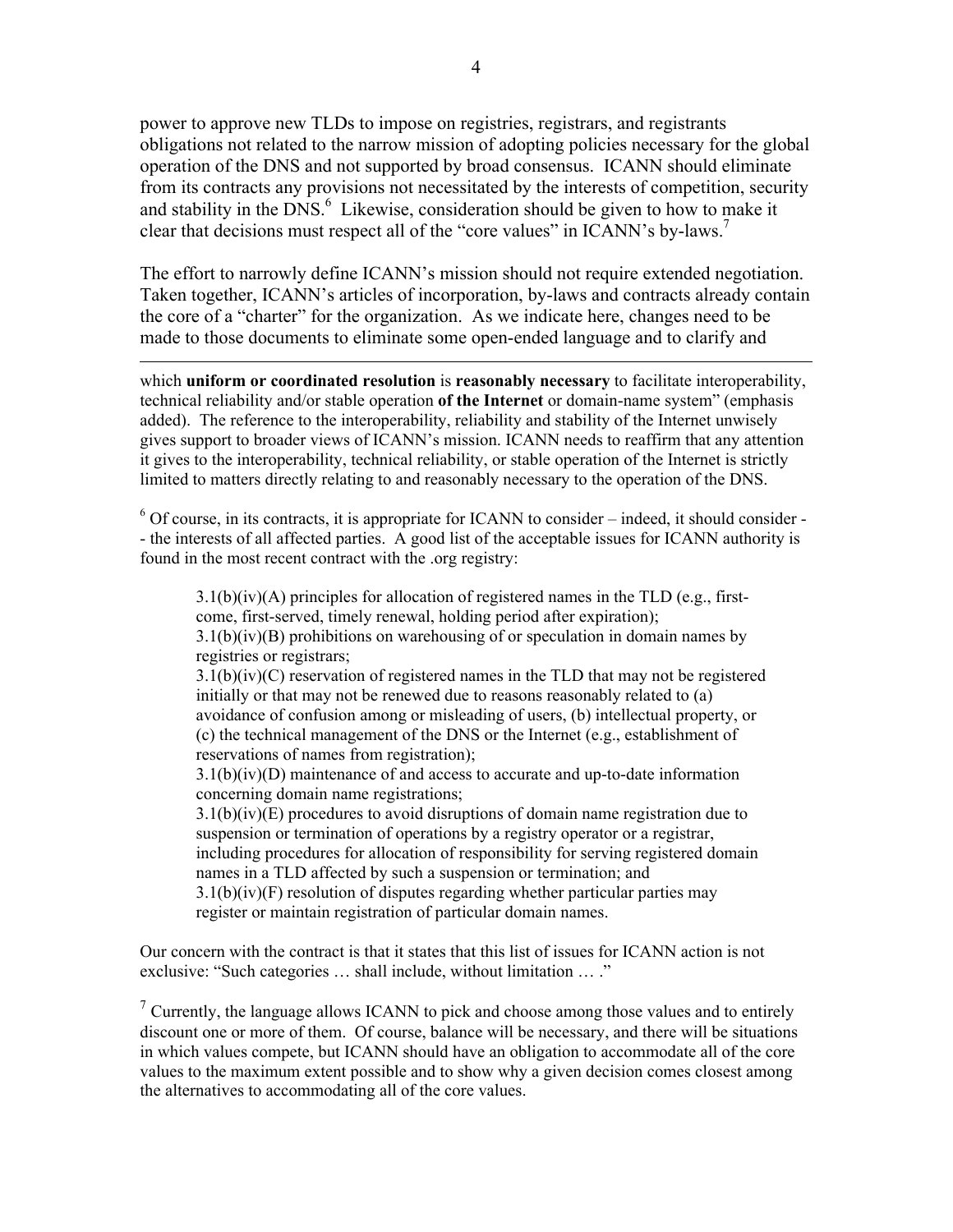power to approve new TLDs to impose on registries, registrars, and registrants obligations not related to the narrow mission of adopting policies necessary for the global operation of the DNS and not supported by broad consensus. ICANN should eliminate from its contracts any provisions not necessitated by the interests of competition, security and stability in the DNS.[6] Likewise, consideration should be given to how to make it clear that decisions must respect all of the "core values" in ICANN's by-laws.[7]

The effort to narrowly define ICANN's mission should not require extended negotiation. Taken together, ICANN's articles of incorporation, by-laws and contracts already contain the core of a "charter" for the organization. As we indicate here, changes need to be made to those documents to eliminate some open-ended language and to clarify and

---

which **uniform or coordinated resolution** is **reasonably necessary** to facilitate interoperability, technical reliability and/or stable operation **of the Internet** or domain-name system" (emphasis added). The reference to the interoperability, reliability and stability of the Internet unwisely gives support to broader views of ICANN's mission. ICANN needs to reaffirm that any attention it gives to the interoperability, technical reliability, or stable operation of the Internet is strictly limited to matters directly relating to and reasonably necessary to the operation of the DNS.

[6] Of course, in its contracts, it is appropriate for ICANN to consider – indeed, it should consider -- the interests of all affected parties. A good list of the acceptable issues for ICANN authority is found in the most recent contract with the .org registry:

> 3.1(b)(iv)(A) principles for allocation of registered names in the TLD (e.g., first-come, first-served, timely renewal, holding period after expiration);
> 3.1(b)(iv)(B) prohibitions on warehousing of or speculation in domain names by registries or registrars;
> 3.1(b)(iv)(C) reservation of registered names in the TLD that may not be registered initially or that may not be renewed due to reasons reasonably related to (a) avoidance of confusion among or misleading of users, (b) intellectual property, or (c) the technical management of the DNS or the Internet (e.g., establishment of reservations of names from registration);
> 3.1(b)(iv)(D) maintenance of and access to accurate and up-to-date information concerning domain name registrations;
> 3.1(b)(iv)(E) procedures to avoid disruptions of domain name registration due to suspension or termination of operations by a registry operator or a registrar, including procedures for allocation of responsibility for serving registered domain names in a TLD affected by such a suspension or termination; and
> 3.1(b)(iv)(F) resolution of disputes regarding whether particular parties may register or maintain registration of particular domain names.

Our concern with the contract is that it states that this list of issues for ICANN action is not exclusive: "Such categories … shall include, without limitation … ."

[7] Currently, the language allows ICANN to pick and choose among those values and to entirely discount one or more of them. Of course, balance will be necessary, and there will be situations in which values compete, but ICANN should have an obligation to accommodate all of the core values to the maximum extent possible and to show why a given decision comes closest among the alternatives to accommodating all of the core values.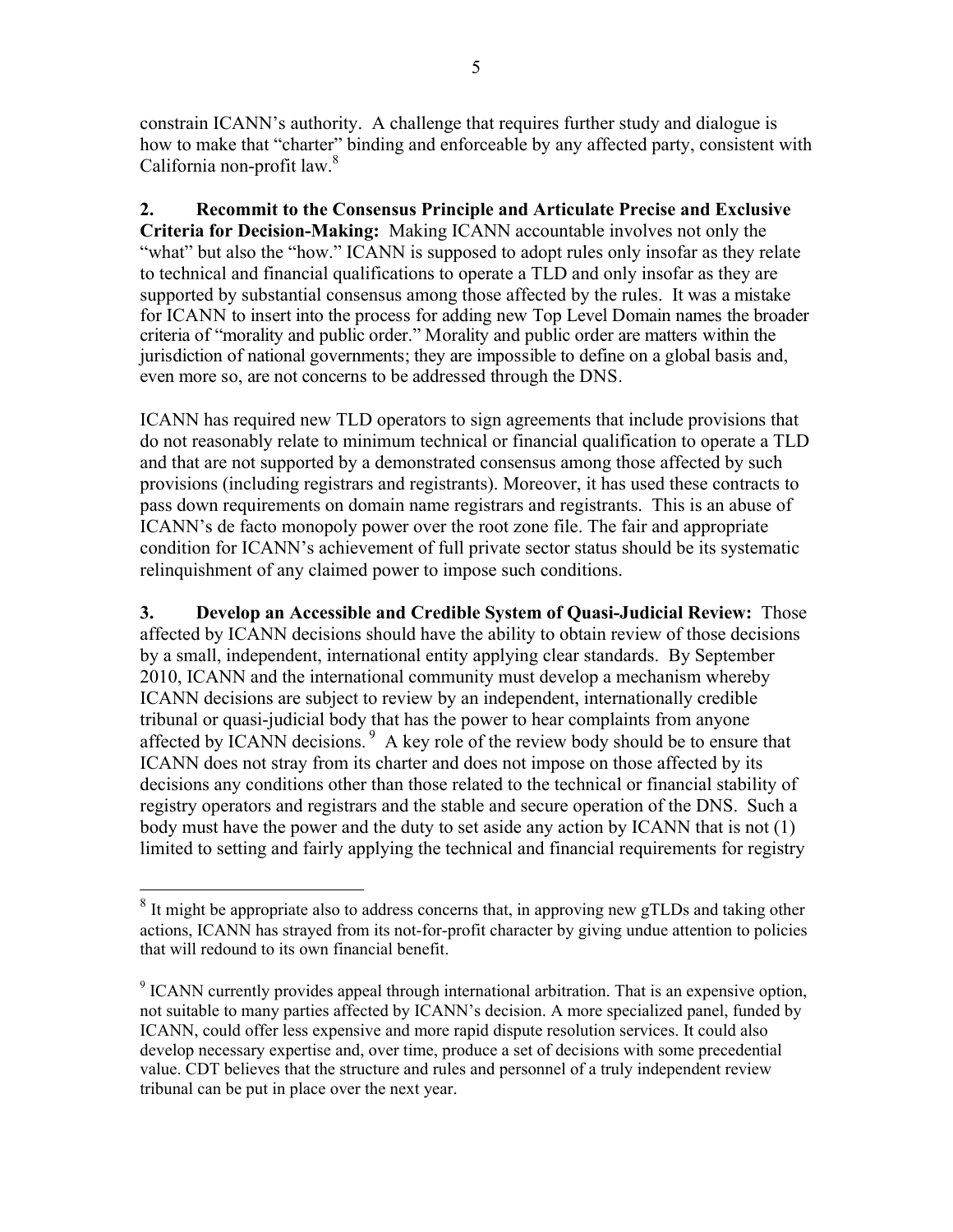constrain ICANN's authority. A challenge that requires further study and dialogue is how to make that "charter" binding and enforceable by any affected party, consistent with California non-profit law.[8]

**2. Recommit to the Consensus Principle and Articulate Precise and Exclusive Criteria for Decision-Making:** Making ICANN accountable involves not only the "what" but also the "how." ICANN is supposed to adopt rules only insofar as they relate to technical and financial qualifications to operate a TLD and only insofar as they are supported by substantial consensus among those affected by the rules. It was a mistake for ICANN to insert into the process for adding new Top Level Domain names the broader criteria of "morality and public order." Morality and public order are matters within the jurisdiction of national governments; they are impossible to define on a global basis and, even more so, are not concerns to be addressed through the DNS.

ICANN has required new TLD operators to sign agreements that include provisions that do not reasonably relate to minimum technical or financial qualification to operate a TLD and that are not supported by a demonstrated consensus among those affected by such provisions (including registrars and registrants). Moreover, it has used these contracts to pass down requirements on domain name registrars and registrants. This is an abuse of ICANN's de facto monopoly power over the root zone file. The fair and appropriate condition for ICANN's achievement of full private sector status should be its systematic relinquishment of any claimed power to impose such conditions.

**3. Develop an Accessible and Credible System of Quasi-Judicial Review:** Those affected by ICANN decisions should have the ability to obtain review of those decisions by a small, independent, international entity applying clear standards. By September 2010, ICANN and the international community must develop a mechanism whereby ICANN decisions are subject to review by an independent, internationally credible tribunal or quasi-judicial body that has the power to hear complaints from anyone affected by ICANN decisions.[9] A key role of the review body should be to ensure that ICANN does not stray from its charter and does not impose on those affected by its decisions any conditions other than those related to the technical or financial stability of registry operators and registrars and the stable and secure operation of the DNS. Such a body must have the power and the duty to set aside any action by ICANN that is not (1) limited to setting and fairly applying the technical and financial requirements for registry

---

[8] It might be appropriate also to address concerns that, in approving new gTLDs and taking other actions, ICANN has strayed from its not-for-profit character by giving undue attention to policies that will redound to its own financial benefit.

[9] ICANN currently provides appeal through international arbitration. That is an expensive option, not suitable to many parties affected by ICANN's decision. A more specialized panel, funded by ICANN, could offer less expensive and more rapid dispute resolution services. It could also develop necessary expertise and, over time, produce a set of decisions with some precedential value. CDT believes that the structure and rules and personnel of a truly independent review tribunal can be put in place over the next year.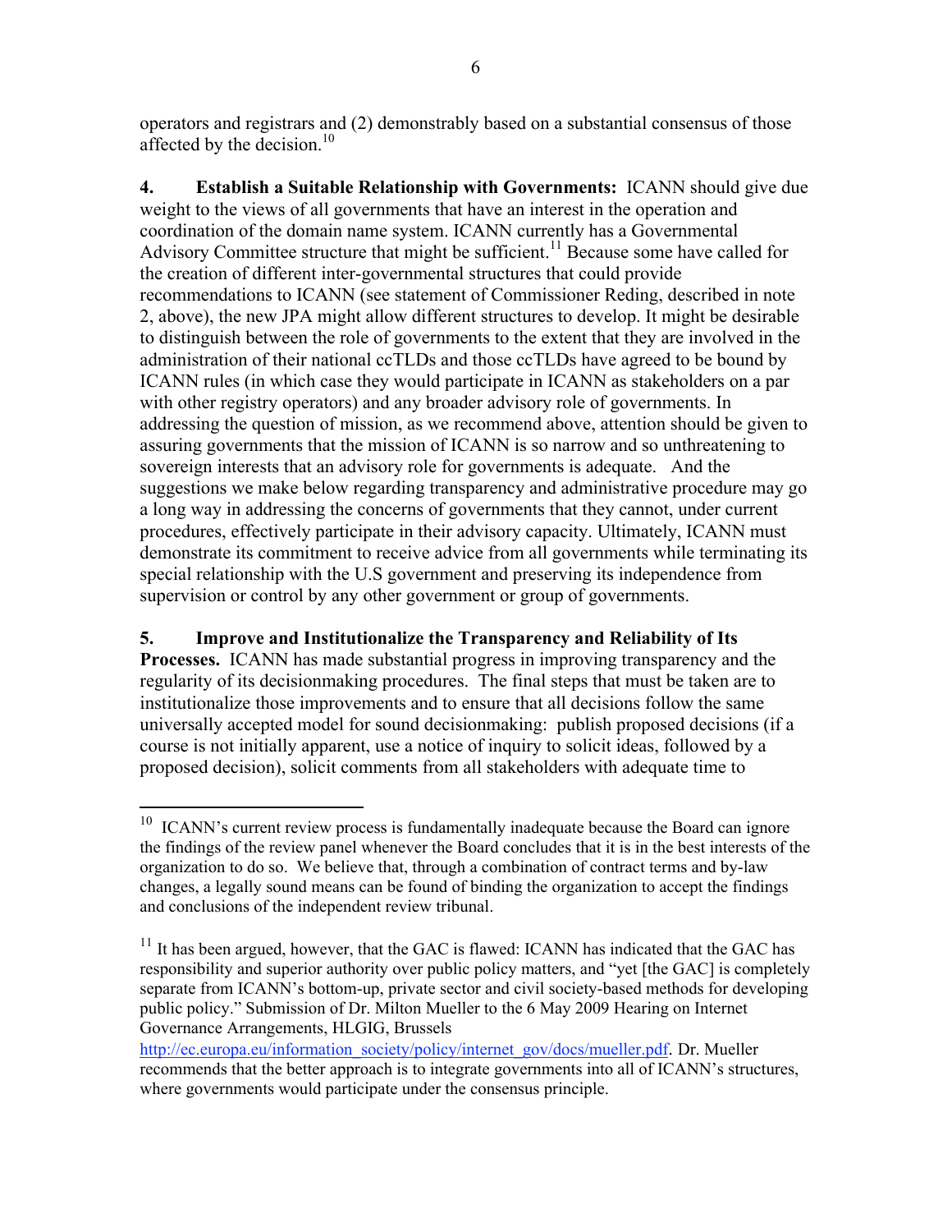operators and registrars and (2) demonstrably based on a substantial consensus of those affected by the decision.[10]

**4. Establish a Suitable Relationship with Governments:** ICANN should give due weight to the views of all governments that have an interest in the operation and coordination of the domain name system. ICANN currently has a Governmental Advisory Committee structure that might be sufficient.[11] Because some have called for the creation of different inter-governmental structures that could provide recommendations to ICANN (see statement of Commissioner Reding, described in note 2, above), the new JPA might allow different structures to develop. It might be desirable to distinguish between the role of governments to the extent that they are involved in the administration of their national ccTLDs and those ccTLDs have agreed to be bound by ICANN rules (in which case they would participate in ICANN as stakeholders on a par with other registry operators) and any broader advisory role of governments. In addressing the question of mission, as we recommend above, attention should be given to assuring governments that the mission of ICANN is so narrow and so unthreatening to sovereign interests that an advisory role for governments is adequate. And the suggestions we make below regarding transparency and administrative procedure may go a long way in addressing the concerns of governments that they cannot, under current procedures, effectively participate in their advisory capacity. Ultimately, ICANN must demonstrate its commitment to receive advice from all governments while terminating its special relationship with the U.S government and preserving its independence from supervision or control by any other government or group of governments.

**5. Improve and Institutionalize the Transparency and Reliability of Its Processes.** ICANN has made substantial progress in improving transparency and the regularity of its decisionmaking procedures. The final steps that must be taken are to institutionalize those improvements and to ensure that all decisions follow the same universally accepted model for sound decisionmaking: publish proposed decisions (if a course is not initially apparent, use a notice of inquiry to solicit ideas, followed by a proposed decision), solicit comments from all stakeholders with adequate time to

---

[10] ICANN's current review process is fundamentally inadequate because the Board can ignore the findings of the review panel whenever the Board concludes that it is in the best interests of the organization to do so. We believe that, through a combination of contract terms and by-law changes, a legally sound means can be found of binding the organization to accept the findings and conclusions of the independent review tribunal.

[11] It has been argued, however, that the GAC is flawed: ICANN has indicated that the GAC has responsibility and superior authority over public policy matters, and "yet [the GAC] is completely separate from ICANN's bottom-up, private sector and civil society-based methods for developing public policy." Submission of Dr. Milton Mueller to the 6 May 2009 Hearing on Internet Governance Arrangements, HLGIG, Brussels http://ec.europa.eu/information_society/policy/internet_gov/docs/mueller.pdf. Dr. Mueller recommends that the better approach is to integrate governments into all of ICANN's structures, where governments would participate under the consensus principle.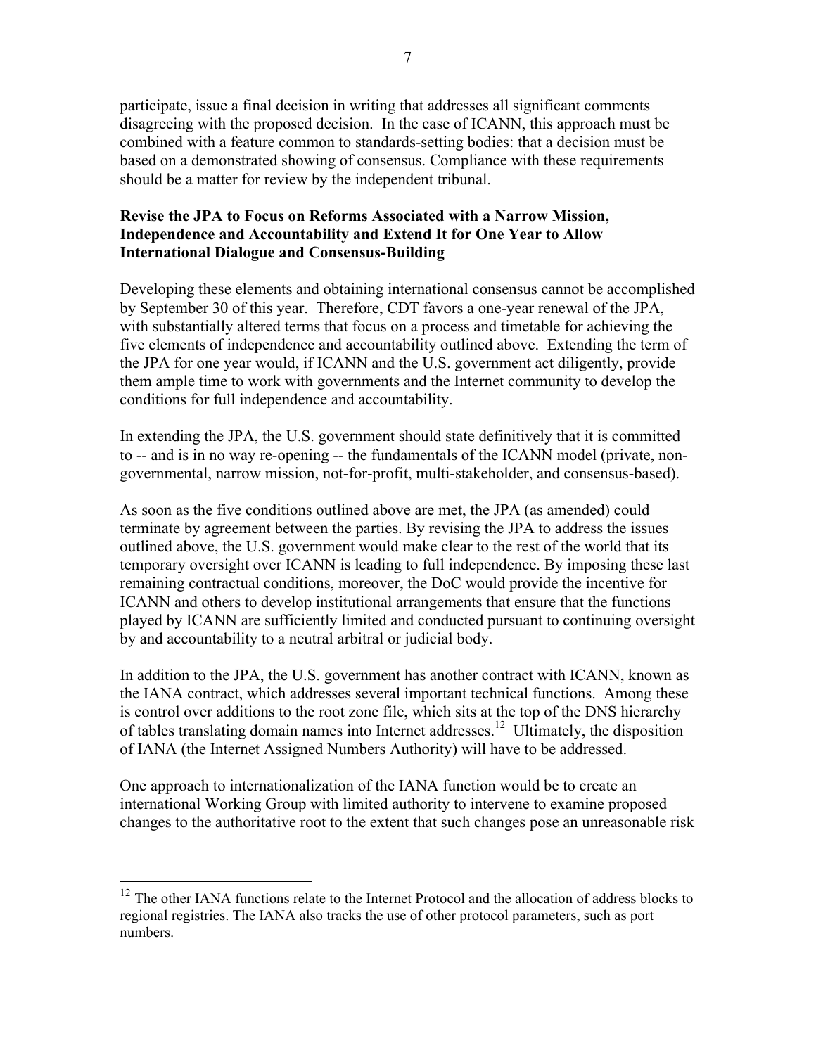participate, issue a final decision in writing that addresses all significant comments disagreeing with the proposed decision. In the case of ICANN, this approach must be combined with a feature common to standards-setting bodies: that a decision must be based on a demonstrated showing of consensus. Compliance with these requirements should be a matter for review by the independent tribunal.

**Revise the JPA to Focus on Reforms Associated with a Narrow Mission, Independence and Accountability and Extend It for One Year to Allow International Dialogue and Consensus-Building**

Developing these elements and obtaining international consensus cannot be accomplished by September 30 of this year. Therefore, CDT favors a one-year renewal of the JPA, with substantially altered terms that focus on a process and timetable for achieving the five elements of independence and accountability outlined above. Extending the term of the JPA for one year would, if ICANN and the U.S. government act diligently, provide them ample time to work with governments and the Internet community to develop the conditions for full independence and accountability.

In extending the JPA, the U.S. government should state definitively that it is committed to -- and is in no way re-opening -- the fundamentals of the ICANN model (private, non-governmental, narrow mission, not-for-profit, multi-stakeholder, and consensus-based).

As soon as the five conditions outlined above are met, the JPA (as amended) could terminate by agreement between the parties. By revising the JPA to address the issues outlined above, the U.S. government would make clear to the rest of the world that its temporary oversight over ICANN is leading to full independence. By imposing these last remaining contractual conditions, moreover, the DoC would provide the incentive for ICANN and others to develop institutional arrangements that ensure that the functions played by ICANN are sufficiently limited and conducted pursuant to continuing oversight by and accountability to a neutral arbitral or judicial body.

In addition to the JPA, the U.S. government has another contract with ICANN, known as the IANA contract, which addresses several important technical functions. Among these is control over additions to the root zone file, which sits at the top of the DNS hierarchy of tables translating domain names into Internet addresses.[12] Ultimately, the disposition of IANA (the Internet Assigned Numbers Authority) will have to be addressed.

One approach to internationalization of the IANA function would be to create an international Working Group with limited authority to intervene to examine proposed changes to the authoritative root to the extent that such changes pose an unreasonable risk

[12] The other IANA functions relate to the Internet Protocol and the allocation of address blocks to regional registries. The IANA also tracks the use of other protocol parameters, such as port numbers.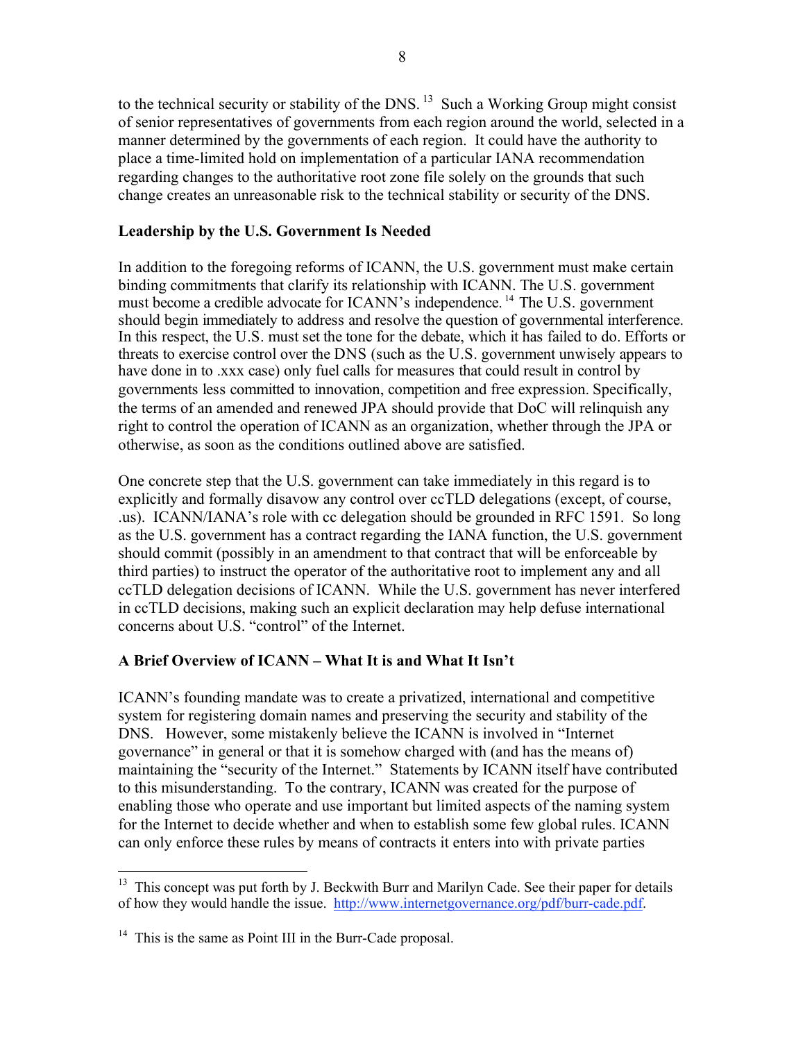to the technical security or stability of the DNS.[13] Such a Working Group might consist of senior representatives of governments from each region around the world, selected in a manner determined by the governments of each region. It could have the authority to place a time-limited hold on implementation of a particular IANA recommendation regarding changes to the authoritative root zone file solely on the grounds that such change creates an unreasonable risk to the technical stability or security of the DNS.

**Leadership by the U.S. Government Is Needed**

In addition to the foregoing reforms of ICANN, the U.S. government must make certain binding commitments that clarify its relationship with ICANN. The U.S. government must become a credible advocate for ICANN's independence.[14] The U.S. government should begin immediately to address and resolve the question of governmental interference. In this respect, the U.S. must set the tone for the debate, which it has failed to do. Efforts or threats to exercise control over the DNS (such as the U.S. government unwisely appears to have done in to .xxx case) only fuel calls for measures that could result in control by governments less committed to innovation, competition and free expression. Specifically, the terms of an amended and renewed JPA should provide that DoC will relinquish any right to control the operation of ICANN as an organization, whether through the JPA or otherwise, as soon as the conditions outlined above are satisfied.

One concrete step that the U.S. government can take immediately in this regard is to explicitly and formally disavow any control over ccTLD delegations (except, of course, .us). ICANN/IANA's role with cc delegation should be grounded in RFC 1591. So long as the U.S. government has a contract regarding the IANA function, the U.S. government should commit (possibly in an amendment to that contract that will be enforceable by third parties) to instruct the operator of the authoritative root to implement any and all ccTLD delegation decisions of ICANN. While the U.S. government has never interfered in ccTLD decisions, making such an explicit declaration may help defuse international concerns about U.S. "control" of the Internet.

**A Brief Overview of ICANN – What It is and What It Isn't**

ICANN's founding mandate was to create a privatized, international and competitive system for registering domain names and preserving the security and stability of the DNS. However, some mistakenly believe the ICANN is involved in "Internet governance" in general or that it is somehow charged with (and has the means of) maintaining the "security of the Internet." Statements by ICANN itself have contributed to this misunderstanding. To the contrary, ICANN was created for the purpose of enabling those who operate and use important but limited aspects of the naming system for the Internet to decide whether and when to establish some few global rules. ICANN can only enforce these rules by means of contracts it enters into with private parties

---

[13] This concept was put forth by J. Beckwith Burr and Marilyn Cade. See their paper for details of how they would handle the issue. http://www.internetgovernance.org/pdf/burr-cade.pdf.

[14] This is the same as Point III in the Burr-Cade proposal.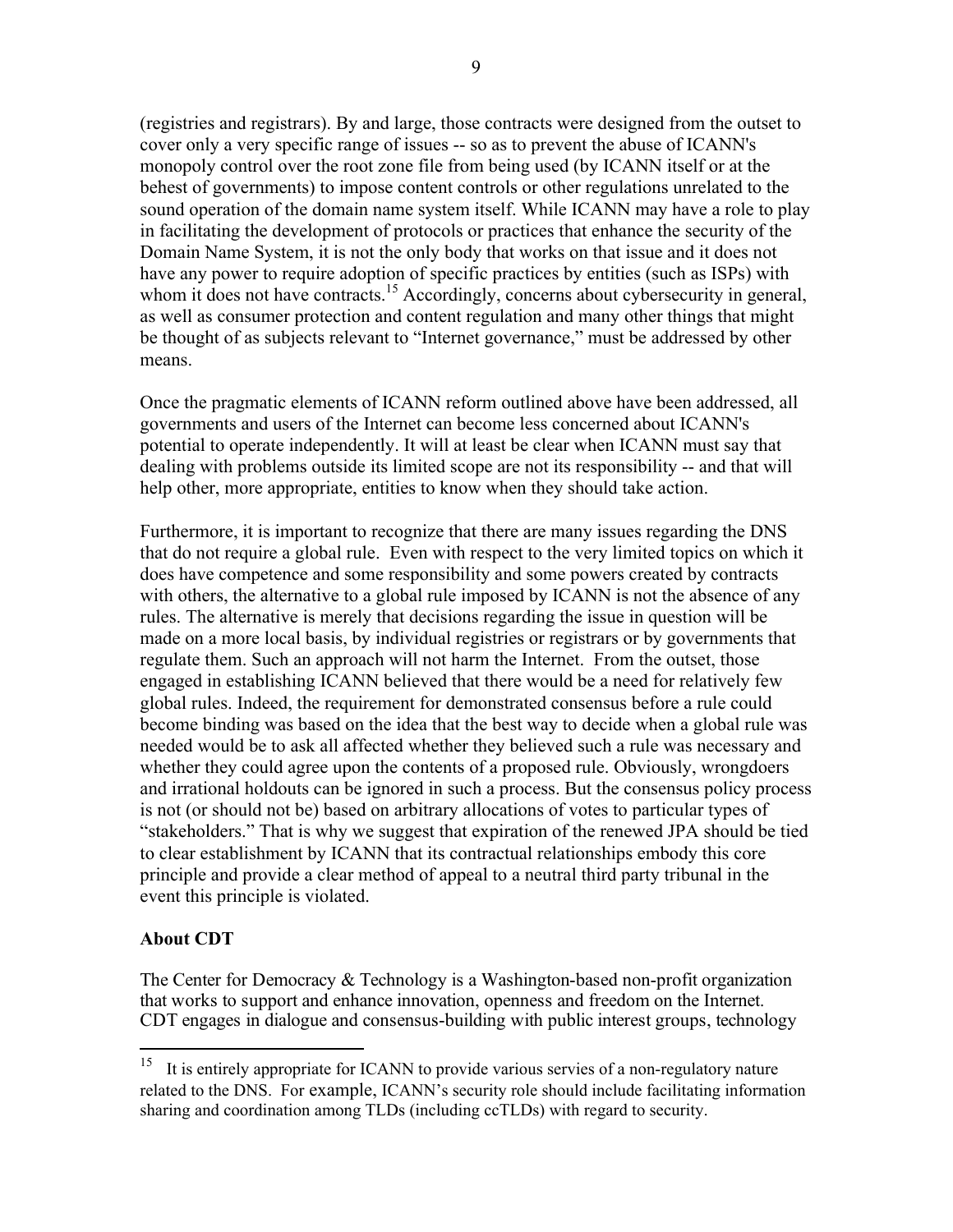(registries and registrars). By and large, those contracts were designed from the outset to cover only a very specific range of issues -- so as to prevent the abuse of ICANN's monopoly control over the root zone file from being used (by ICANN itself or at the behest of governments) to impose content controls or other regulations unrelated to the sound operation of the domain name system itself. While ICANN may have a role to play in facilitating the development of protocols or practices that enhance the security of the Domain Name System, it is not the only body that works on that issue and it does not have any power to require adoption of specific practices by entities (such as ISPs) with whom it does not have contracts.[15] Accordingly, concerns about cybersecurity in general, as well as consumer protection and content regulation and many other things that might be thought of as subjects relevant to "Internet governance," must be addressed by other means.

Once the pragmatic elements of ICANN reform outlined above have been addressed, all governments and users of the Internet can become less concerned about ICANN's potential to operate independently. It will at least be clear when ICANN must say that dealing with problems outside its limited scope are not its responsibility -- and that will help other, more appropriate, entities to know when they should take action.

Furthermore, it is important to recognize that there are many issues regarding the DNS that do not require a global rule. Even with respect to the very limited topics on which it does have competence and some responsibility and some powers created by contracts with others, the alternative to a global rule imposed by ICANN is not the absence of any rules. The alternative is merely that decisions regarding the issue in question will be made on a more local basis, by individual registries or registrars or by governments that regulate them. Such an approach will not harm the Internet. From the outset, those engaged in establishing ICANN believed that there would be a need for relatively few global rules. Indeed, the requirement for demonstrated consensus before a rule could become binding was based on the idea that the best way to decide when a global rule was needed would be to ask all affected whether they believed such a rule was necessary and whether they could agree upon the contents of a proposed rule. Obviously, wrongdoers and irrational holdouts can be ignored in such a process. But the consensus policy process is not (or should not be) based on arbitrary allocations of votes to particular types of "stakeholders." That is why we suggest that expiration of the renewed JPA should be tied to clear establishment by ICANN that its contractual relationships embody this core principle and provide a clear method of appeal to a neutral third party tribunal in the event this principle is violated.

**About CDT**

The Center for Democracy & Technology is a Washington-based non-profit organization that works to support and enhance innovation, openness and freedom on the Internet. CDT engages in dialogue and consensus-building with public interest groups, technology

---

[15] It is entirely appropriate for ICANN to provide various servies of a non-regulatory nature related to the DNS. For example, ICANN's security role should include facilitating information sharing and coordination among TLDs (including ccTLDs) with regard to security.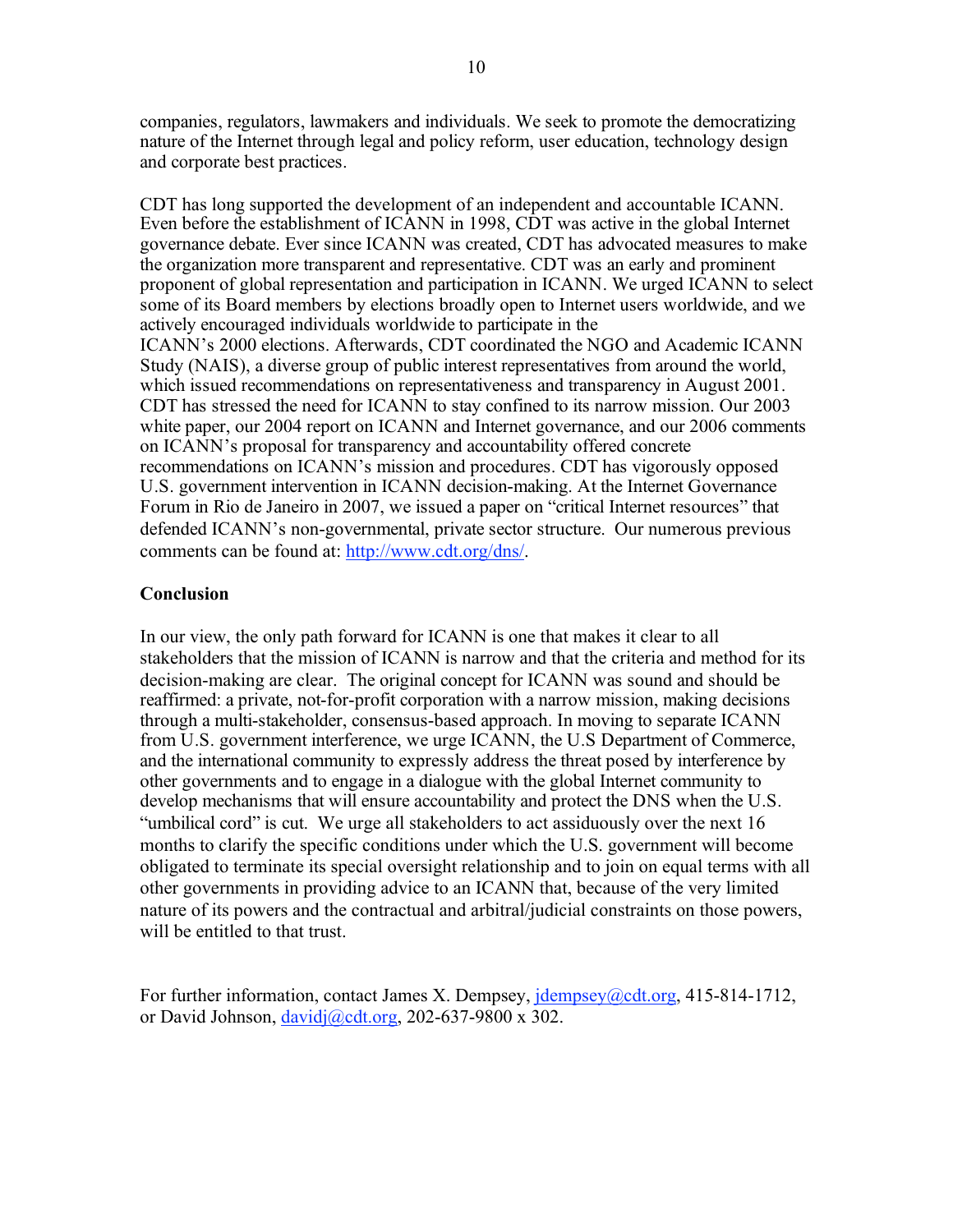companies, regulators, lawmakers and individuals. We seek to promote the democratizing nature of the Internet through legal and policy reform, user education, technology design and corporate best practices.

CDT has long supported the development of an independent and accountable ICANN. Even before the establishment of ICANN in 1998, CDT was active in the global Internet governance debate. Ever since ICANN was created, CDT has advocated measures to make the organization more transparent and representative. CDT was an early and prominent proponent of global representation and participation in ICANN. We urged ICANN to select some of its Board members by elections broadly open to Internet users worldwide, and we actively encouraged individuals worldwide to participate in the ICANN's 2000 elections. Afterwards, CDT coordinated the NGO and Academic ICANN Study (NAIS), a diverse group of public interest representatives from around the world, which issued recommendations on representativeness and transparency in August 2001. CDT has stressed the need for ICANN to stay confined to its narrow mission. Our 2003 white paper, our 2004 report on ICANN and Internet governance, and our 2006 comments on ICANN's proposal for transparency and accountability offered concrete recommendations on ICANN's mission and procedures. CDT has vigorously opposed U.S. government intervention in ICANN decision-making. At the Internet Governance Forum in Rio de Janeiro in 2007, we issued a paper on "critical Internet resources" that defended ICANN's non-governmental, private sector structure. Our numerous previous comments can be found at: http://www.cdt.org/dns/.

**Conclusion**

In our view, the only path forward for ICANN is one that makes it clear to all stakeholders that the mission of ICANN is narrow and that the criteria and method for its decision-making are clear. The original concept for ICANN was sound and should be reaffirmed: a private, not-for-profit corporation with a narrow mission, making decisions through a multi-stakeholder, consensus-based approach. In moving to separate ICANN from U.S. government interference, we urge ICANN, the U.S Department of Commerce, and the international community to expressly address the threat posed by interference by other governments and to engage in a dialogue with the global Internet community to develop mechanisms that will ensure accountability and protect the DNS when the U.S. "umbilical cord" is cut. We urge all stakeholders to act assiduously over the next 16 months to clarify the specific conditions under which the U.S. government will become obligated to terminate its special oversight relationship and to join on equal terms with all other governments in providing advice to an ICANN that, because of the very limited nature of its powers and the contractual and arbitral/judicial constraints on those powers, will be entitled to that trust.

For further information, contact James X. Dempsey, jdempsey@cdt.org, 415-814-1712, or David Johnson, davidj@cdt.org, 202-637-9800 x 302.